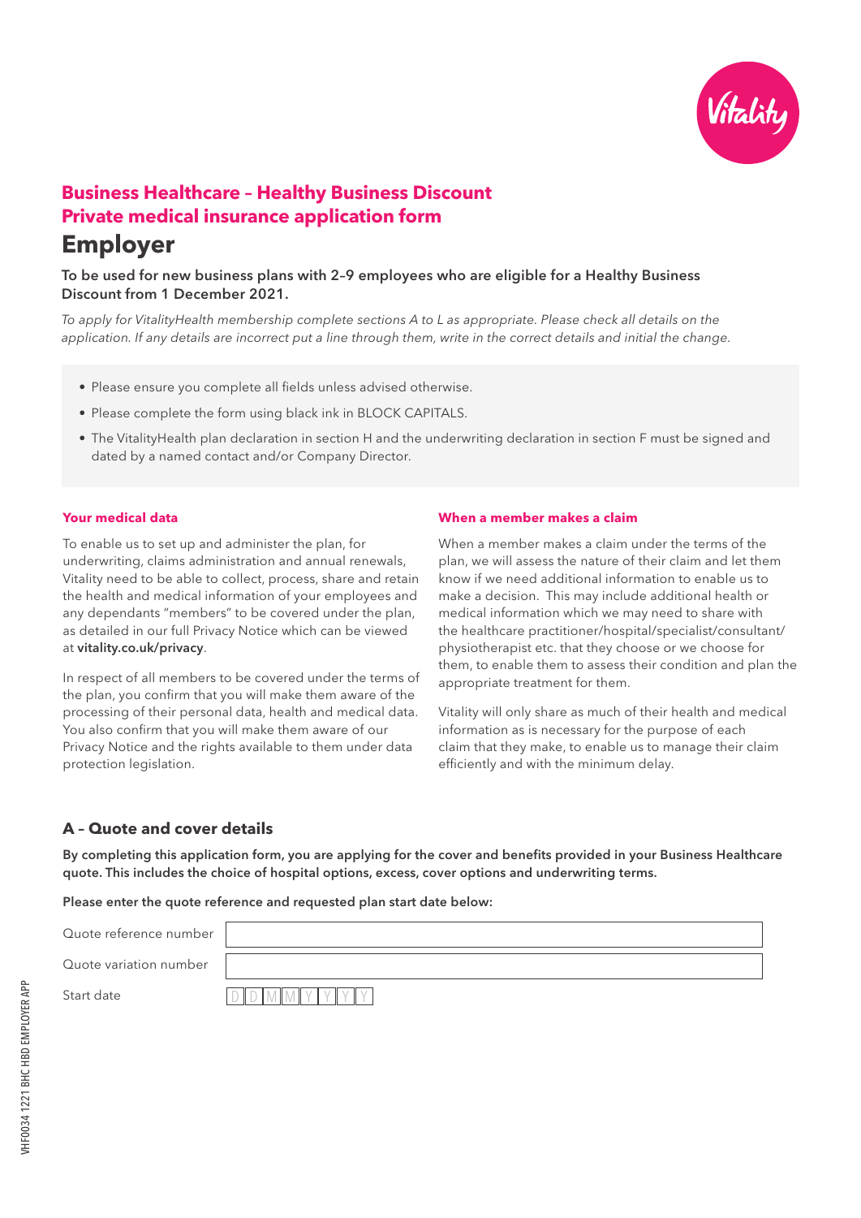# Business Healthcare – Healthy Business Discount
# Private medical insurance application form

## Employer

**To be used for new business plans with 2–9 employees who are eligible for a Healthy Business Discount from 1 December 2021.**

*To apply for VitalityHealth membership complete sections A to L as appropriate. Please check all details on the application. If any details are incorrect put a line through them, write in the correct details and initial the change.*

- Please ensure you complete all fields unless advised otherwise.
- Please complete the form using black ink in BLOCK CAPITALS.
- The VitalityHealth plan declaration in section H and the underwriting declaration in section F must be signed and dated by a named contact and/or Company Director.

### Your medical data

To enable us to set up and administer the plan, for underwriting, claims administration and annual renewals, Vitality need to be able to collect, process, share and retain the health and medical information of your employees and any dependants "members" to be covered under the plan, as detailed in our full Privacy Notice which can be viewed at **vitality.co.uk/privacy**.

In respect of all members to be covered under the terms of the plan, you confirm that you will make them aware of the processing of their personal data, health and medical data. You also confirm that you will make them aware of our Privacy Notice and the rights available to them under data protection legislation.

### When a member makes a claim

When a member makes a claim under the terms of the plan, we will assess the nature of their claim and let them know if we need additional information to enable us to make a decision. This may include additional health or medical information which we may need to share with the healthcare practitioner/hospital/specialist/consultant/physiotherapist etc. that they choose or we choose for them, to enable them to assess their condition and plan the appropriate treatment for them.

Vitality will only share as much of their health and medical information as is necessary for the purpose of each claim that they make, to enable us to manage their claim efficiently and with the minimum delay.

## A – Quote and cover details

**By completing this application form, you are applying for the cover and benefits provided in your Business Healthcare quote. This includes the choice of hospital options, excess, cover options and underwriting terms.**

**Please enter the quote reference and requested plan start date below:**

| | |
|---|---|
| Quote reference number | |
| Quote variation number | |
| Start date | D D M M Y Y Y Y |

VHF0034 1221 BHC HBD EMPLOYER APP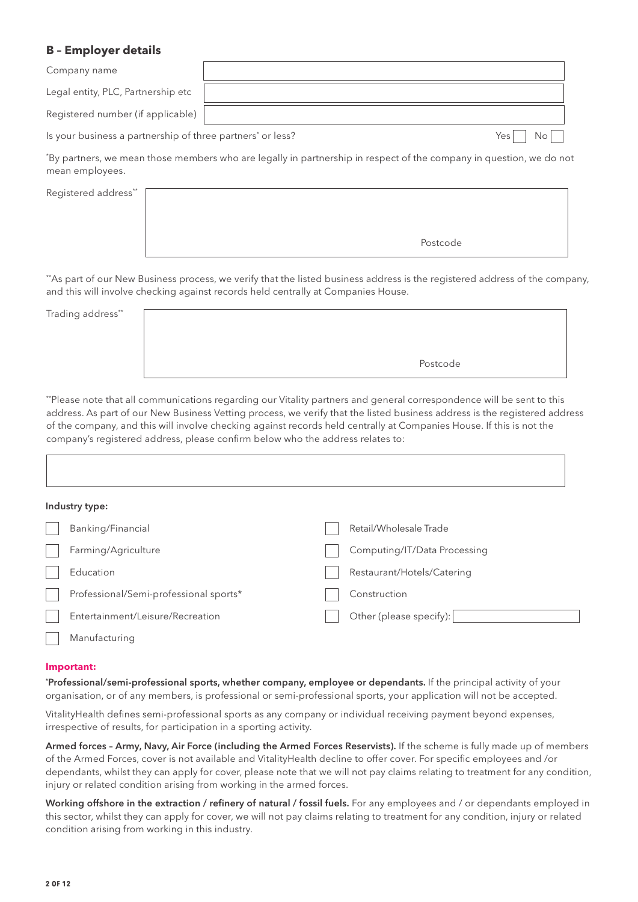## B – Employer details

Company name

Legal entity, PLC, Partnership etc

Registered number (if applicable)

Is your business a partnership of three partners* or less? Yes ☐ No ☐

*By partners, we mean those members who are legally in partnership in respect of the company in question, we do not mean employees.

Registered address**

Postcode

**As part of our New Business process, we verify that the listed business address is the registered address of the company, and this will involve checking against records held centrally at Companies House.

Trading address**

Postcode

**Please note that all communications regarding our Vitality partners and general correspondence will be sent to this address. As part of our New Business Vetting process, we verify that the listed business address is the registered address of the company, and this will involve checking against records held centrally at Companies House. If this is not the company's registered address, please confirm below who the address relates to:

**Industry type:**

- ☐ Banking/Financial
- ☐ Farming/Agriculture
- ☐ Education
- ☐ Professional/Semi-professional sports*
- ☐ Entertainment/Leisure/Recreation
- ☐ Manufacturing
- ☐ Retail/Wholesale Trade
- ☐ Computing/IT/Data Processing
- ☐ Restaurant/Hotels/Catering
- ☐ Construction
- ☐ Other (please specify):

**Important:**

***Professional/semi-professional sports, whether company, employee or dependants.** If the principal activity of your organisation, or of any members, is professional or semi-professional sports, your application will not be accepted.

VitalityHealth defines semi-professional sports as any company or individual receiving payment beyond expenses, irrespective of results, for participation in a sporting activity.

**Armed forces – Army, Navy, Air Force (including the Armed Forces Reservists).** If the scheme is fully made up of members of the Armed Forces, cover is not available and VitalityHealth decline to offer cover. For specific employees and /or dependants, whilst they can apply for cover, please note that we will not pay claims relating to treatment for any condition, injury or related condition arising from working in the armed forces.

**Working offshore in the extraction / refinery of natural / fossil fuels.** For any employees and / or dependants employed in this sector, whilst they can apply for cover, we will not pay claims relating to treatment for any condition, injury or related condition arising from working in this industry.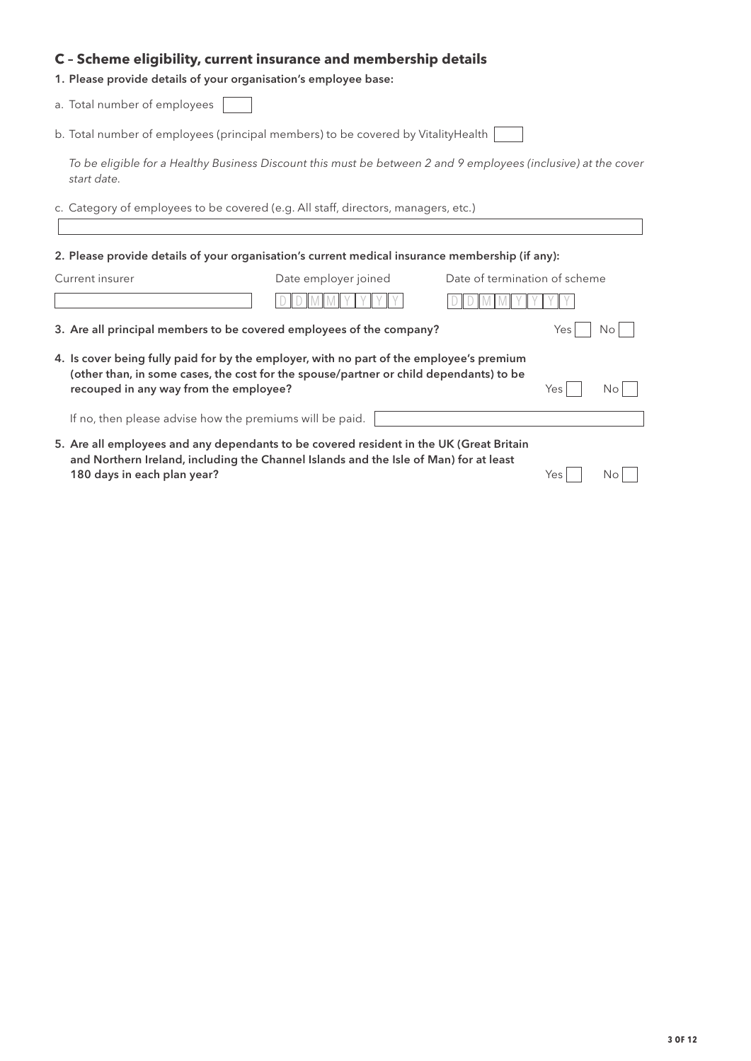## C – Scheme eligibility, current insurance and membership details

**1. Please provide details of your organisation's employee base:**

a. Total number of employees

b. Total number of employees (principal members) to be covered by VitalityHealth

*To be eligible for a Healthy Business Discount this must be between 2 and 9 employees (inclusive) at the cover start date.*

c. Category of employees to be covered (e.g. All staff, directors, managers, etc.)

**2. Please provide details of your organisation's current medical insurance membership (if any):**

| Current insurer | Date employer joined | Date of termination of scheme |
| --- | --- | --- |
| | DDMMYYYY | DDMMYYYY |

**3. Are all principal members to be covered employees of the company?** Yes ☐ No ☐

**4. Is cover being fully paid for by the employer, with no part of the employee's premium (other than, in some cases, the cost for the spouse/partner or child dependants) to be recouped in any way from the employee?** Yes ☐ No ☐

If no, then please advise how the premiums will be paid.

**5. Are all employees and any dependants to be covered resident in the UK (Great Britain and Northern Ireland, including the Channel Islands and the Isle of Man) for at least 180 days in each plan year?** Yes ☐ No ☐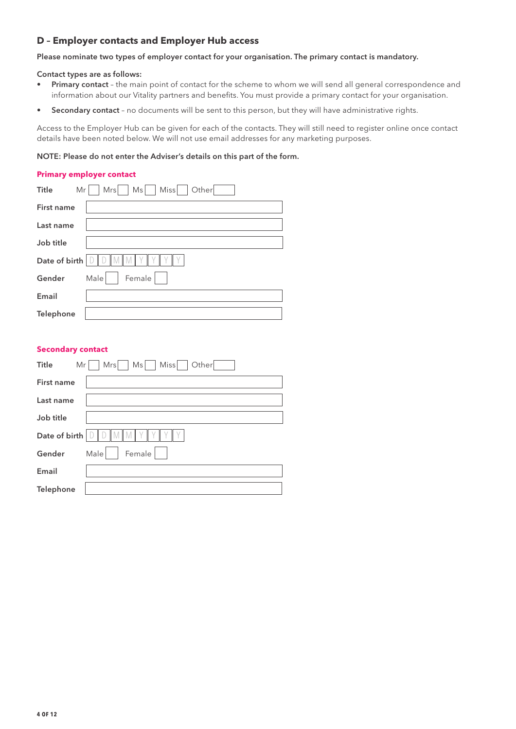## D – Employer contacts and Employer Hub access

**Please nominate two types of employer contact for your organisation. The primary contact is mandatory.**

**Contact types are as follows:**

- **Primary contact** – the main point of contact for the scheme to whom we will send all general correspondence and information about our Vitality partners and benefits. You must provide a primary contact for your organisation.
- **Secondary contact** – no documents will be sent to this person, but they will have administrative rights.

Access to the Employer Hub can be given for each of the contacts. They will still need to register online once contact details have been noted below. We will not use email addresses for any marketing purposes.

**NOTE: Please do not enter the Adviser's details on this part of the form.**

### Primary employer contact

Title: Mr ☐ Mrs ☐ Ms ☐ Miss ☐ Other ____

First name: ____________________

Last name: ____________________

Job title: ____________________

Date of birth: D D M M Y Y Y Y

Gender: Male ☐ Female ☐

Email: ____________________

Telephone: ____________________

### Secondary contact

Title: Mr ☐ Mrs ☐ Ms ☐ Miss ☐ Other ____

First name: ____________________

Last name: ____________________

Job title: ____________________

Date of birth: D D M M Y Y Y Y

Gender: Male ☐ Female ☐

Email: ____________________

Telephone: ____________________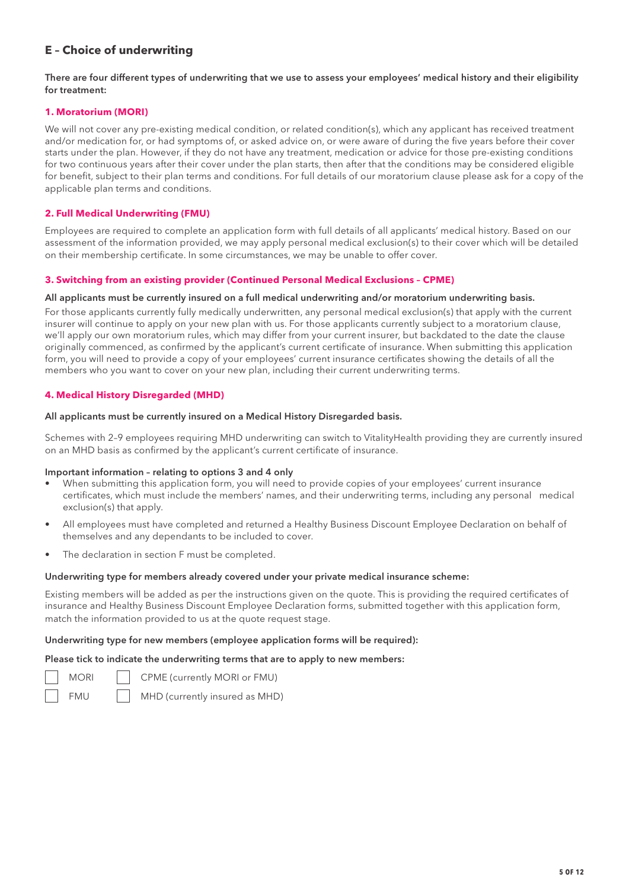## E – Choice of underwriting

**There are four different types of underwriting that we use to assess your employees' medical history and their eligibility for treatment:**

### 1. Moratorium (MORI)

We will not cover any pre-existing medical condition, or related condition(s), which any applicant has received treatment and/or medication for, or had symptoms of, or asked advice on, or were aware of during the five years before their cover starts under the plan. However, if they do not have any treatment, medication or advice for those pre-existing conditions for two continuous years after their cover under the plan starts, then after that the conditions may be considered eligible for benefit, subject to their plan terms and conditions. For full details of our moratorium clause please ask for a copy of the applicable plan terms and conditions.

### 2. Full Medical Underwriting (FMU)

Employees are required to complete an application form with full details of all applicants' medical history. Based on our assessment of the information provided, we may apply personal medical exclusion(s) to their cover which will be detailed on their membership certificate. In some circumstances, we may be unable to offer cover.

### 3. Switching from an existing provider (Continued Personal Medical Exclusions – CPME)

**All applicants must be currently insured on a full medical underwriting and/or moratorium underwriting basis.**

For those applicants currently fully medically underwritten, any personal medical exclusion(s) that apply with the current insurer will continue to apply on your new plan with us. For those applicants currently subject to a moratorium clause, we'll apply our own moratorium rules, which may differ from your current insurer, but backdated to the date the clause originally commenced, as confirmed by the applicant's current certificate of insurance. When submitting this application form, you will need to provide a copy of your employees' current insurance certificates showing the details of all the members who you want to cover on your new plan, including their current underwriting terms.

### 4. Medical History Disregarded (MHD)

**All applicants must be currently insured on a Medical History Disregarded basis.**

Schemes with 2–9 employees requiring MHD underwriting can switch to VitalityHealth providing they are currently insured on an MHD basis as confirmed by the applicant's current certificate of insurance.

**Important information – relating to options 3 and 4 only**

- When submitting this application form, you will need to provide copies of your employees' current insurance certificates, which must include the members' names, and their underwriting terms, including any personal medical exclusion(s) that apply.
- All employees must have completed and returned a Healthy Business Discount Employee Declaration on behalf of themselves and any dependants to be included to cover.
- The declaration in section F must be completed.

**Underwriting type for members already covered under your private medical insurance scheme:**

Existing members will be added as per the instructions given on the quote. This is providing the required certificates of insurance and Healthy Business Discount Employee Declaration forms, submitted together with this application form, match the information provided to us at the quote request stage.

**Underwriting type for new members (employee application forms will be required):**

**Please tick to indicate the underwriting terms that are to apply to new members:**

- ☐ MORI
- ☐ CPME (currently MORI or FMU)
- ☐ FMU
- ☐ MHD (currently insured as MHD)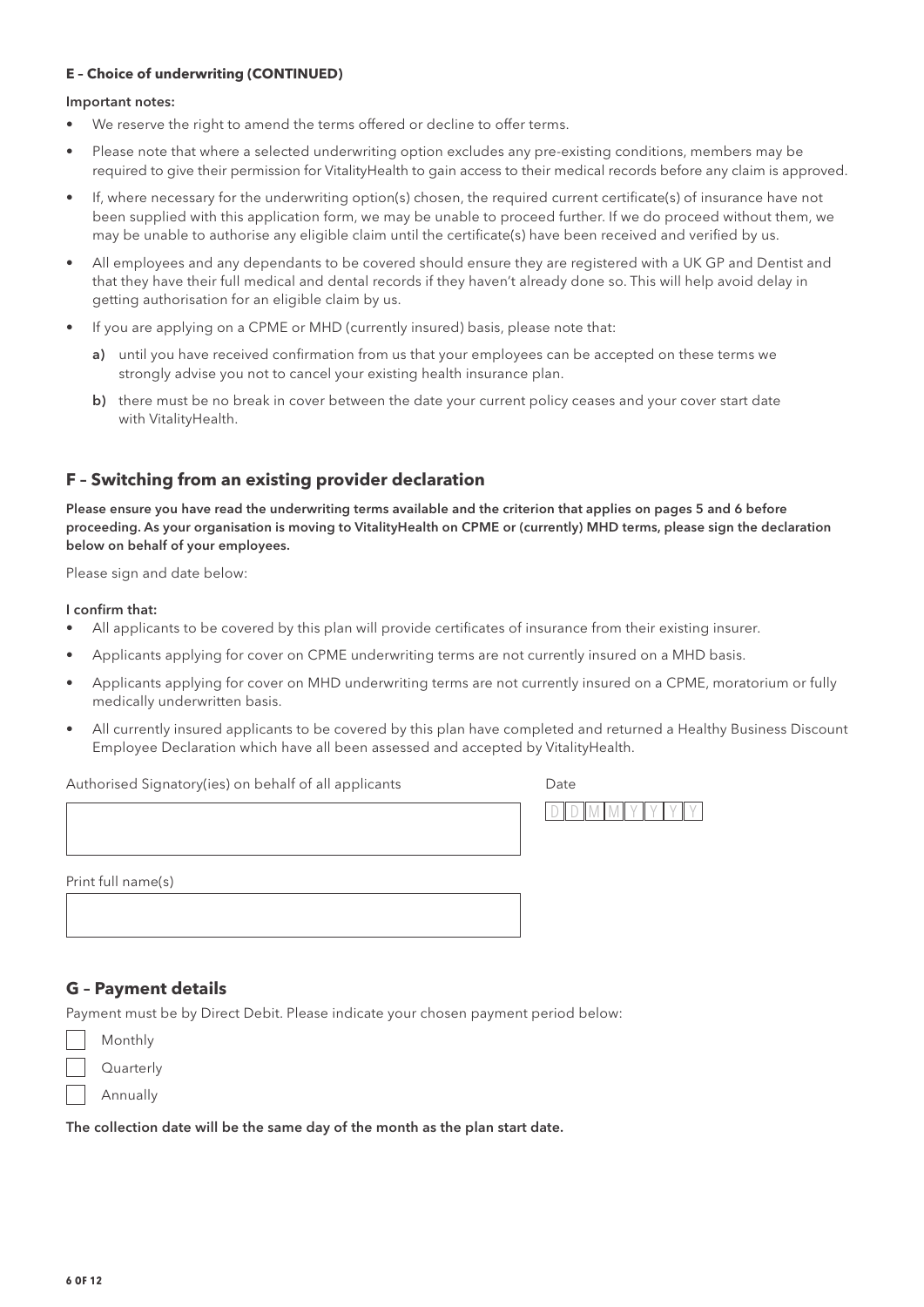**E – Choice of underwriting (CONTINUED)**

**Important notes:**

- We reserve the right to amend the terms offered or decline to offer terms.
- Please note that where a selected underwriting option excludes any pre-existing conditions, members may be required to give their permission for VitalityHealth to gain access to their medical records before any claim is approved.
- If, where necessary for the underwriting option(s) chosen, the required current certificate(s) of insurance have not been supplied with this application form, we may be unable to proceed further. If we do proceed without them, we may be unable to authorise any eligible claim until the certificate(s) have been received and verified by us.
- All employees and any dependants to be covered should ensure they are registered with a UK GP and Dentist and that they have their full medical and dental records if they haven't already done so. This will help avoid delay in getting authorisation for an eligible claim by us.
- If you are applying on a CPME or MHD (currently insured) basis, please note that:
  - **a)** until you have received confirmation from us that your employees can be accepted on these terms we strongly advise you not to cancel your existing health insurance plan.
  - **b)** there must be no break in cover between the date your current policy ceases and your cover start date with VitalityHealth.

## F – Switching from an existing provider declaration

**Please ensure you have read the underwriting terms available and the criterion that applies on pages 5 and 6 before proceeding. As your organisation is moving to VitalityHealth on CPME or (currently) MHD terms, please sign the declaration below on behalf of your employees.**

Please sign and date below:

**I confirm that:**

- All applicants to be covered by this plan will provide certificates of insurance from their existing insurer.
- Applicants applying for cover on CPME underwriting terms are not currently insured on a MHD basis.
- Applicants applying for cover on MHD underwriting terms are not currently insured on a CPME, moratorium or fully medically underwritten basis.
- All currently insured applicants to be covered by this plan have completed and returned a Healthy Business Discount Employee Declaration which have all been assessed and accepted by VitalityHealth.

Authorised Signatory(ies) on behalf of all applicants

Date D D M M Y Y Y Y

Print full name(s)

## G – Payment details

Payment must be by Direct Debit. Please indicate your chosen payment period below:

- ☐ Monthly
- ☐ Quarterly
- ☐ Annually

**The collection date will be the same day of the month as the plan start date.**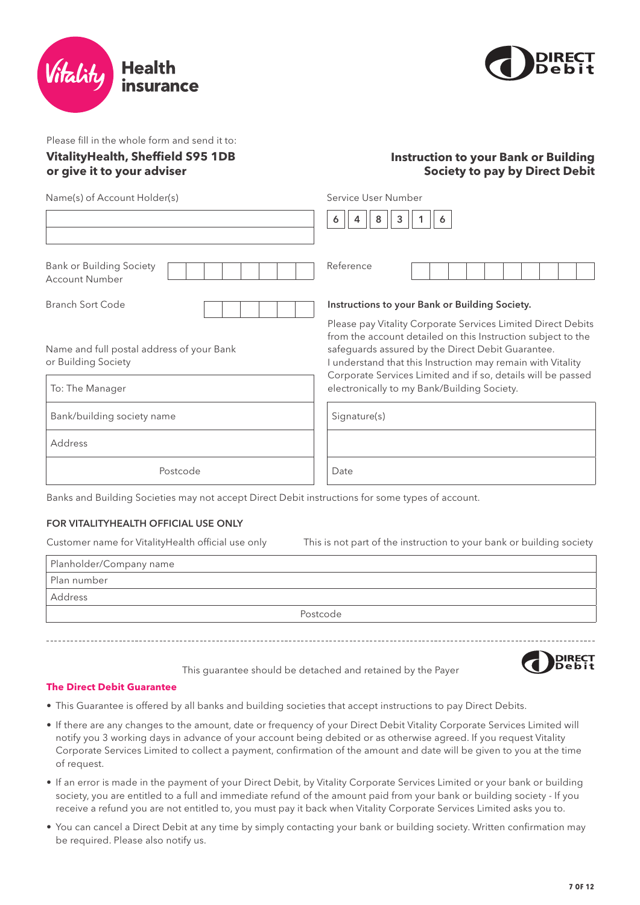Vitality **Health insurance**

DIRECT Debit

Please fill in the whole form and send it to:

**VitalityHealth, Sheffield S95 1DB**
**or give it to your adviser**

## Instruction to your Bank or Building Society to pay by Direct Debit

Name(s) of Account Holder(s)

Bank or Building Society Account Number

Branch Sort Code

Name and full postal address of your Bank or Building Society

| To: The Manager |
|---|
| Bank/building society name |
| Address |
| Postcode |

Service User Number

| 6 | 4 | 8 | 3 | 1 | 6 |
|---|---|---|---|---|---|

Reference

**Instructions to your Bank or Building Society.**

Please pay Vitality Corporate Services Limited Direct Debits from the account detailed on this Instruction subject to the safeguards assured by the Direct Debit Guarantee. I understand that this Instruction may remain with Vitality Corporate Services Limited and if so, details will be passed electronically to my Bank/Building Society.

| Signature(s) |
|---|
| |
| Date |

Banks and Building Societies may not accept Direct Debit instructions for some types of account.

### FOR VITALITYHEALTH OFFICIAL USE ONLY

Customer name for VitalityHealth official use only

This is not part of the instruction to your bank or building society

| Planholder/Company name |
|---|
| Plan number |
| Address |
| Postcode |

---

This guarantee should be detached and retained by the Payer

DIRECT Debit

**The Direct Debit Guarantee**

- This Guarantee is offered by all banks and building societies that accept instructions to pay Direct Debits.
- If there are any changes to the amount, date or frequency of your Direct Debit Vitality Corporate Services Limited will notify you 3 working days in advance of your account being debited or as otherwise agreed. If you request Vitality Corporate Services Limited to collect a payment, confirmation of the amount and date will be given to you at the time of request.
- If an error is made in the payment of your Direct Debit, by Vitality Corporate Services Limited or your bank or building society, you are entitled to a full and immediate refund of the amount paid from your bank or building society - If you receive a refund you are not entitled to, you must pay it back when Vitality Corporate Services Limited asks you to.
- You can cancel a Direct Debit at any time by simply contacting your bank or building society. Written confirmation may be required. Please also notify us.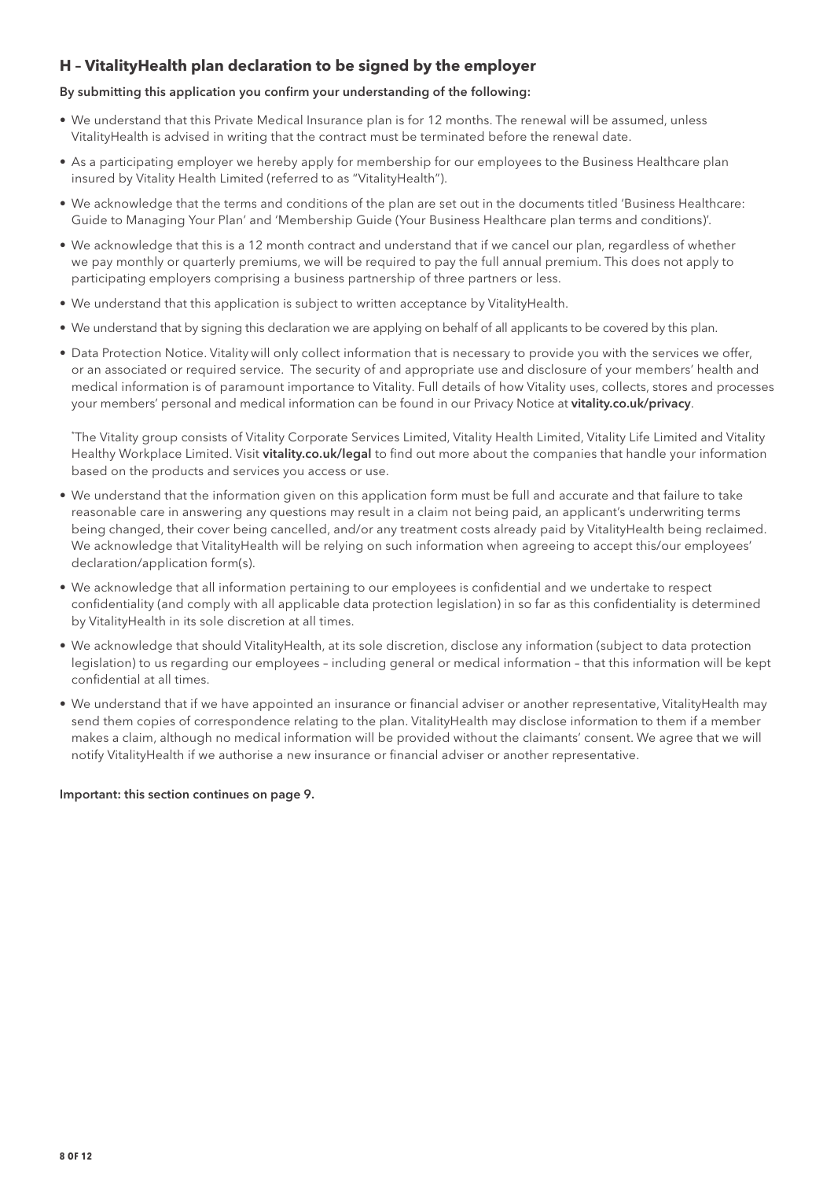## H – VitalityHealth plan declaration to be signed by the employer

**By submitting this application you confirm your understanding of the following:**

- We understand that this Private Medical Insurance plan is for 12 months. The renewal will be assumed, unless VitalityHealth is advised in writing that the contract must be terminated before the renewal date.
- As a participating employer we hereby apply for membership for our employees to the Business Healthcare plan insured by Vitality Health Limited (referred to as "VitalityHealth").
- We acknowledge that the terms and conditions of the plan are set out in the documents titled 'Business Healthcare: Guide to Managing Your Plan' and 'Membership Guide (Your Business Healthcare plan terms and conditions)'.
- We acknowledge that this is a 12 month contract and understand that if we cancel our plan, regardless of whether we pay monthly or quarterly premiums, we will be required to pay the full annual premium. This does not apply to participating employers comprising a business partnership of three partners or less.
- We understand that this application is subject to written acceptance by VitalityHealth.
- We understand that by signing this declaration we are applying on behalf of all applicants to be covered by this plan.
- Data Protection Notice. Vitality will only collect information that is necessary to provide you with the services we offer, or an associated or required service. The security of and appropriate use and disclosure of your members' health and medical information is of paramount importance to Vitality. Full details of how Vitality uses, collects, stores and processes your members' personal and medical information can be found in our Privacy Notice at **vitality.co.uk/privacy**.

  *The Vitality group consists of Vitality Corporate Services Limited, Vitality Health Limited, Vitality Life Limited and Vitality Healthy Workplace Limited. Visit **vitality.co.uk/legal** to find out more about the companies that handle your information based on the products and services you access or use.
- We understand that the information given on this application form must be full and accurate and that failure to take reasonable care in answering any questions may result in a claim not being paid, an applicant's underwriting terms being changed, their cover being cancelled, and/or any treatment costs already paid by VitalityHealth being reclaimed. We acknowledge that VitalityHealth will be relying on such information when agreeing to accept this/our employees' declaration/application form(s).
- We acknowledge that all information pertaining to our employees is confidential and we undertake to respect confidentiality (and comply with all applicable data protection legislation) in so far as this confidentiality is determined by VitalityHealth in its sole discretion at all times.
- We acknowledge that should VitalityHealth, at its sole discretion, disclose any information (subject to data protection legislation) to us regarding our employees – including general or medical information – that this information will be kept confidential at all times.
- We understand that if we have appointed an insurance or financial adviser or another representative, VitalityHealth may send them copies of correspondence relating to the plan. VitalityHealth may disclose information to them if a member makes a claim, although no medical information will be provided without the claimants' consent. We agree that we will notify VitalityHealth if we authorise a new insurance or financial adviser or another representative.

**Important: this section continues on page 9.**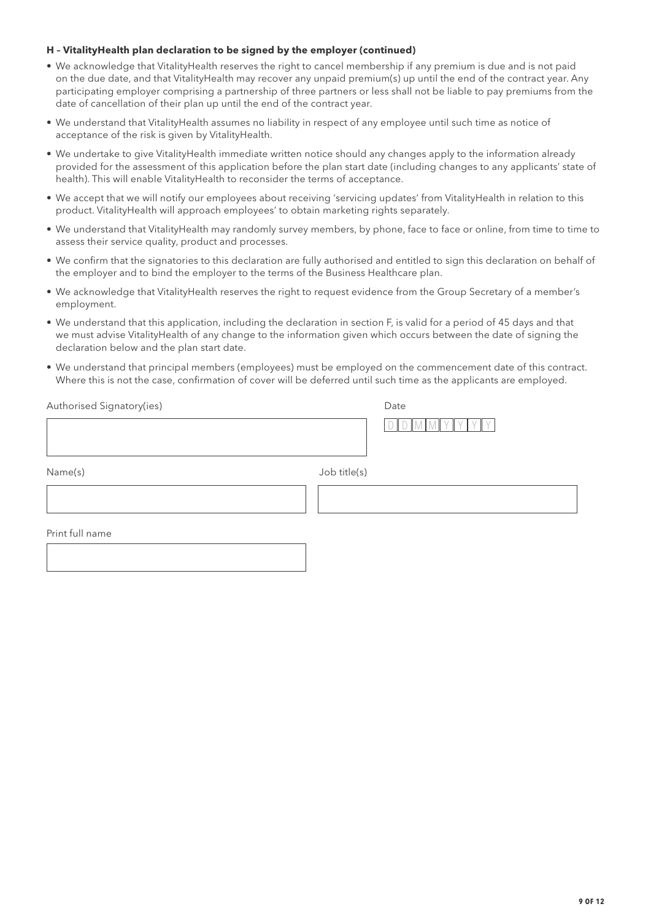**H – VitalityHealth plan declaration to be signed by the employer (continued)**

- We acknowledge that VitalityHealth reserves the right to cancel membership if any premium is due and is not paid on the due date, and that VitalityHealth may recover any unpaid premium(s) up until the end of the contract year. Any participating employer comprising a partnership of three partners or less shall not be liable to pay premiums from the date of cancellation of their plan up until the end of the contract year.
- We understand that VitalityHealth assumes no liability in respect of any employee until such time as notice of acceptance of the risk is given by VitalityHealth.
- We undertake to give VitalityHealth immediate written notice should any changes apply to the information already provided for the assessment of this application before the plan start date (including changes to any applicants' state of health). This will enable VitalityHealth to reconsider the terms of acceptance.
- We accept that we will notify our employees about receiving 'servicing updates' from VitalityHealth in relation to this product. VitalityHealth will approach employees' to obtain marketing rights separately.
- We understand that VitalityHealth may randomly survey members, by phone, face to face or online, from time to time to assess their service quality, product and processes.
- We confirm that the signatories to this declaration are fully authorised and entitled to sign this declaration on behalf of the employer and to bind the employer to the terms of the Business Healthcare plan.
- We acknowledge that VitalityHealth reserves the right to request evidence from the Group Secretary of a member's employment.
- We understand that this application, including the declaration in section F, is valid for a period of 45 days and that we must advise VitalityHealth of any change to the information given which occurs between the date of signing the declaration below and the plan start date.
- We understand that principal members (employees) must be employed on the commencement date of this contract. Where this is not the case, confirmation of cover will be deferred until such time as the applicants are employed.

Authorised Signatory(ies)

Date

D D M M Y Y Y Y

Name(s)

Job title(s)

Print full name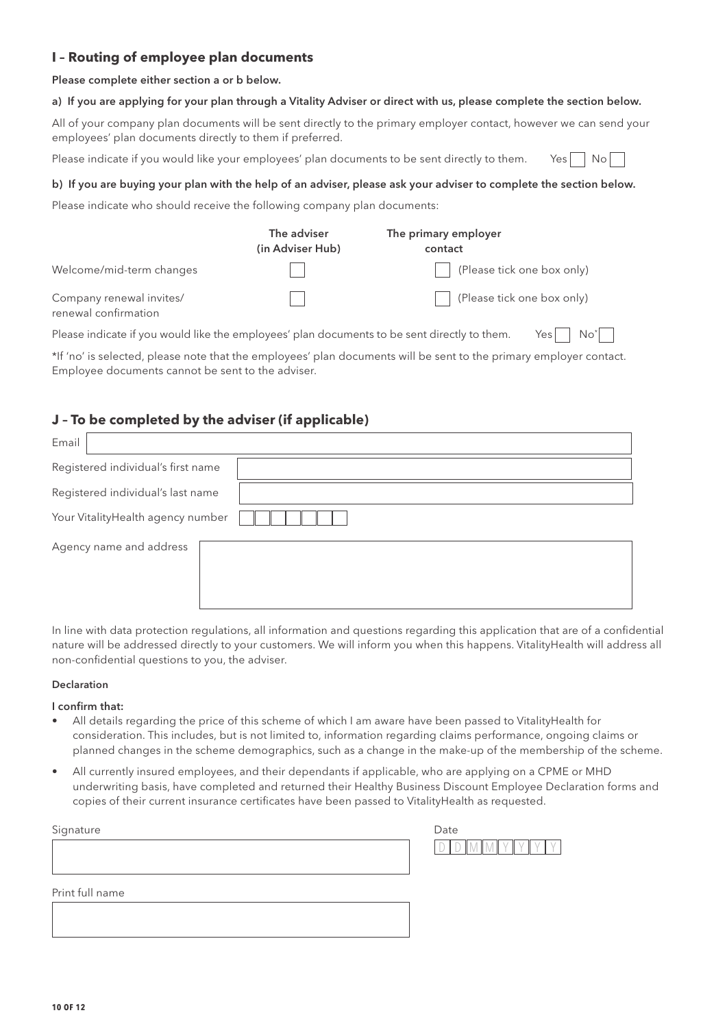## I – Routing of employee plan documents

**Please complete either section a or b below.**

**a) If you are applying for your plan through a Vitality Adviser or direct with us, please complete the section below.**

All of your company plan documents will be sent directly to the primary employer contact, however we can send your employees' plan documents directly to them if preferred.

Please indicate if you would like your employees' plan documents to be sent directly to them. Yes ☐ No ☐

**b) If you are buying your plan with the help of an adviser, please ask your adviser to complete the section below.**

Please indicate who should receive the following company plan documents:

| | The adviser (in Adviser Hub) | The primary employer contact | |
|---|---|---|---|
| Welcome/mid-term changes | ☐ | ☐ | (Please tick one box only) |
| Company renewal invites/ renewal confirmation | ☐ | ☐ | (Please tick one box only) |

Please indicate if you would like the employees' plan documents to be sent directly to them. Yes ☐ No* ☐

*If 'no' is selected, please note that the employees' plan documents will be sent to the primary employer contact. Employee documents cannot be sent to the adviser.

## J – To be completed by the adviser (if applicable)

Email

Registered individual's first name

Registered individual's last name

Your VitalityHealth agency number

Agency name and address

In line with data protection regulations, all information and questions regarding this application that are of a confidential nature will be addressed directly to your customers. We will inform you when this happens. VitalityHealth will address all non-confidential questions to you, the adviser.

**Declaration**

**I confirm that:**

- All details regarding the price of this scheme of which I am aware have been passed to VitalityHealth for consideration. This includes, but is not limited to, information regarding claims performance, ongoing claims or planned changes in the scheme demographics, such as a change in the make-up of the membership of the scheme.
- All currently insured employees, and their dependants if applicable, who are applying on a CPME or MHD underwriting basis, have completed and returned their Healthy Business Discount Employee Declaration forms and copies of their current insurance certificates have been passed to VitalityHealth as requested.

Signature

Date D D M M Y Y Y Y

Print full name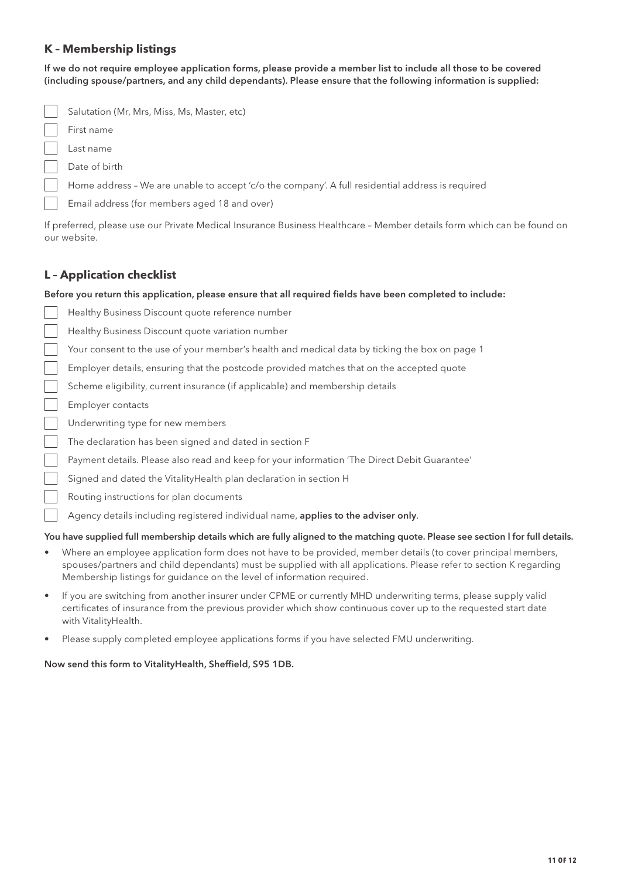## K – Membership listings

**If we do not require employee application forms, please provide a member list to include all those to be covered (including spouse/partners, and any child dependants). Please ensure that the following information is supplied:**

- [ ] Salutation (Mr, Mrs, Miss, Ms, Master, etc)
- [ ] First name
- [ ] Last name
- [ ] Date of birth
- [ ] Home address – We are unable to accept 'c/o the company'. A full residential address is required
- [ ] Email address (for members aged 18 and over)

If preferred, please use our Private Medical Insurance Business Healthcare – Member details form which can be found on our website.

## L – Application checklist

**Before you return this application, please ensure that all required fields have been completed to include:**

- [ ] Healthy Business Discount quote reference number
- [ ] Healthy Business Discount quote variation number
- [ ] Your consent to the use of your member's health and medical data by ticking the box on page 1
- [ ] Employer details, ensuring that the postcode provided matches that on the accepted quote
- [ ] Scheme eligibility, current insurance (if applicable) and membership details
- [ ] Employer contacts
- [ ] Underwriting type for new members
- [ ] The declaration has been signed and dated in section F
- [ ] Payment details. Please also read and keep for your information 'The Direct Debit Guarantee'
- [ ] Signed and dated the VitalityHealth plan declaration in section H
- [ ] Routing instructions for plan documents
- [ ] Agency details including registered individual name, **applies to the adviser only**.

**You have supplied full membership details which are fully aligned to the matching quote. Please see section I for full details.**

- Where an employee application form does not have to be provided, member details (to cover principal members, spouses/partners and child dependants) must be supplied with all applications. Please refer to section K regarding Membership listings for guidance on the level of information required.
- If you are switching from another insurer under CPME or currently MHD underwriting terms, please supply valid certificates of insurance from the previous provider which show continuous cover up to the requested start date with VitalityHealth.
- Please supply completed employee applications forms if you have selected FMU underwriting.

**Now send this form to VitalityHealth, Sheffield, S95 1DB.**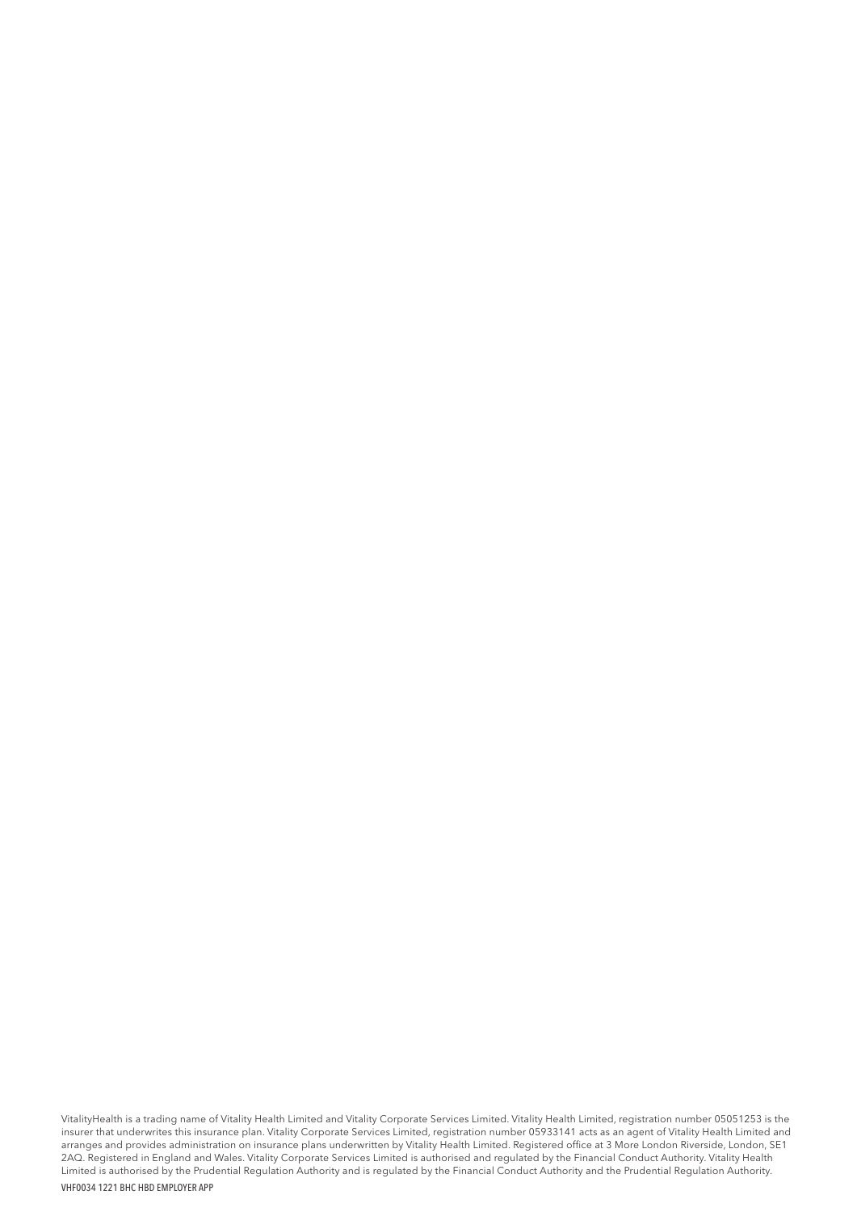VitalityHealth is a trading name of Vitality Health Limited and Vitality Corporate Services Limited. Vitality Health Limited, registration number 05051253 is the insurer that underwrites this insurance plan. Vitality Corporate Services Limited, registration number 05933141 acts as an agent of Vitality Health Limited and arranges and provides administration on insurance plans underwritten by Vitality Health Limited. Registered office at 3 More London Riverside, London, SE1 2AQ. Registered in England and Wales. Vitality Corporate Services Limited is authorised and regulated by the Financial Conduct Authority. Vitality Health Limited is authorised by the Prudential Regulation Authority and is regulated by the Financial Conduct Authority and the Prudential Regulation Authority.

VHF0034 1221 BHC HBD EMPLOYER APP